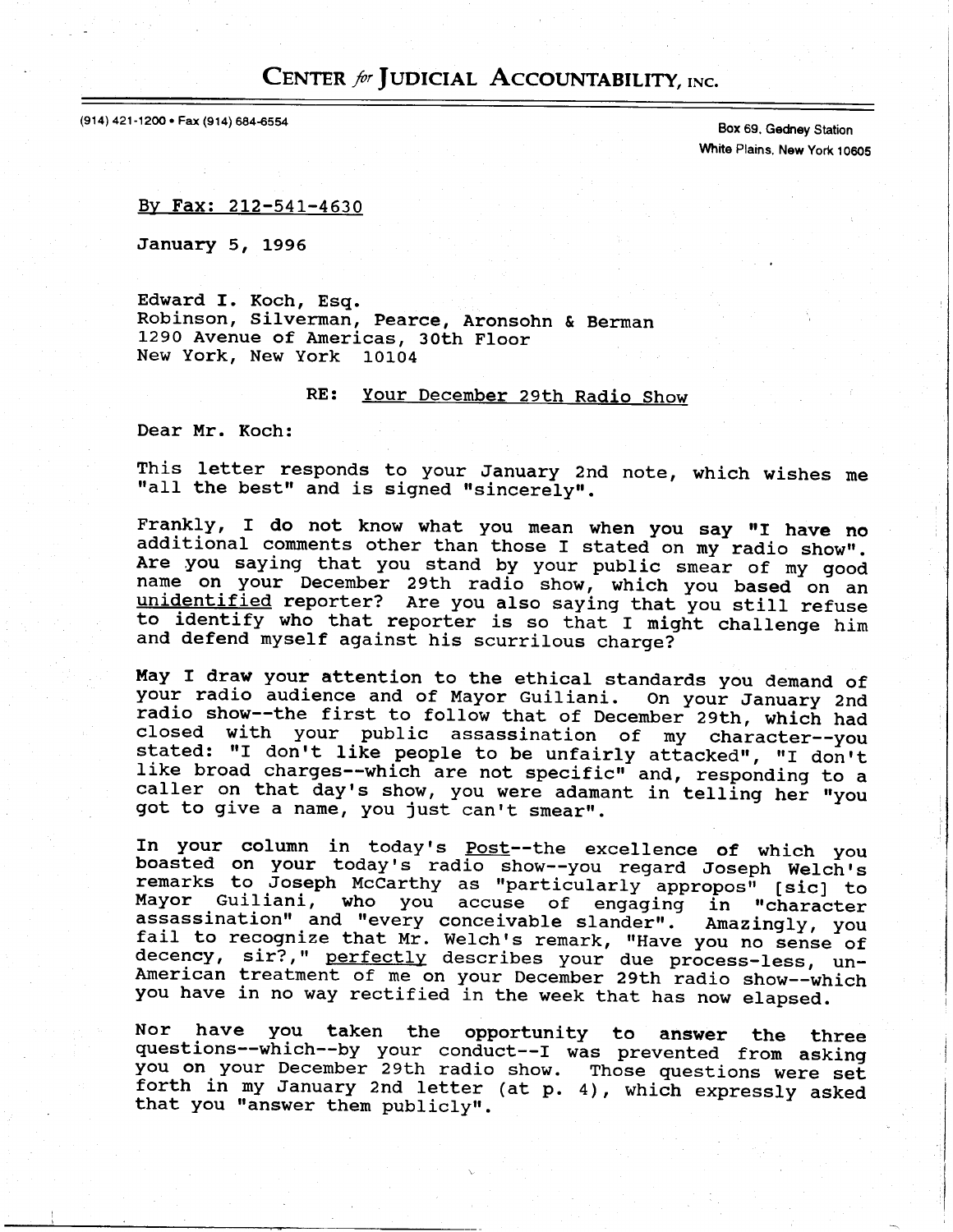# CENTER *for* JUDICIAL ACCOUNTABILITY, INC.

(914) 421-1200 • Fax (914) 684-6554

Box 69, Gedney Station
White Plains, New York 10605

By Fax: 212-541-4630

January 5, 1996

Edward I. Koch, Esq.
Robinson, Silverman, Pearce, Aronsohn & Berman
1290 Avenue of Americas, 30th Floor
New York, New York 10104

RE: Your December 29th Radio Show

Dear Mr. Koch:

This letter responds to your January 2nd note, which wishes me "all the best" and is signed "sincerely".

Frankly, I do not know what you mean when you say "I have no additional comments other than those I stated on my radio show". Are you saying that you stand by your public smear of my good name on your December 29th radio show, which you based on an unidentified reporter? Are you also saying that you still refuse to identify who that reporter is so that I might challenge him and defend myself against his scurrilous charge?

May I draw your attention to the ethical standards you demand of your radio audience and of Mayor Guiliani. On your January 2nd radio show--the first to follow that of December 29th, which had closed with your public assassination of my character--you stated: "I don't like people to be unfairly attacked", "I don't like broad charges--which are not specific" and, responding to a caller on that day's show, you were adamant in telling her "you got to give a name, you just can't smear".

In your column in today's Post--the excellence of which you boasted on your today's radio show--you regard Joseph Welch's remarks to Joseph McCarthy as "particularly appropos" [sic] to Mayor Guiliani, who you accuse of engaging in "character assassination" and "every conceivable slander". Amazingly, you fail to recognize that Mr. Welch's remark, "Have you no sense of decency, sir?," perfectly describes your due process-less, un-American treatment of me on your December 29th radio show--which you have in no way rectified in the week that has now elapsed.

Nor have you taken the opportunity to answer the three questions--which--by your conduct--I was prevented from asking you on your December 29th radio show. Those questions were set forth in my January 2nd letter (at p. 4), which expressly asked that you "answer them publicly".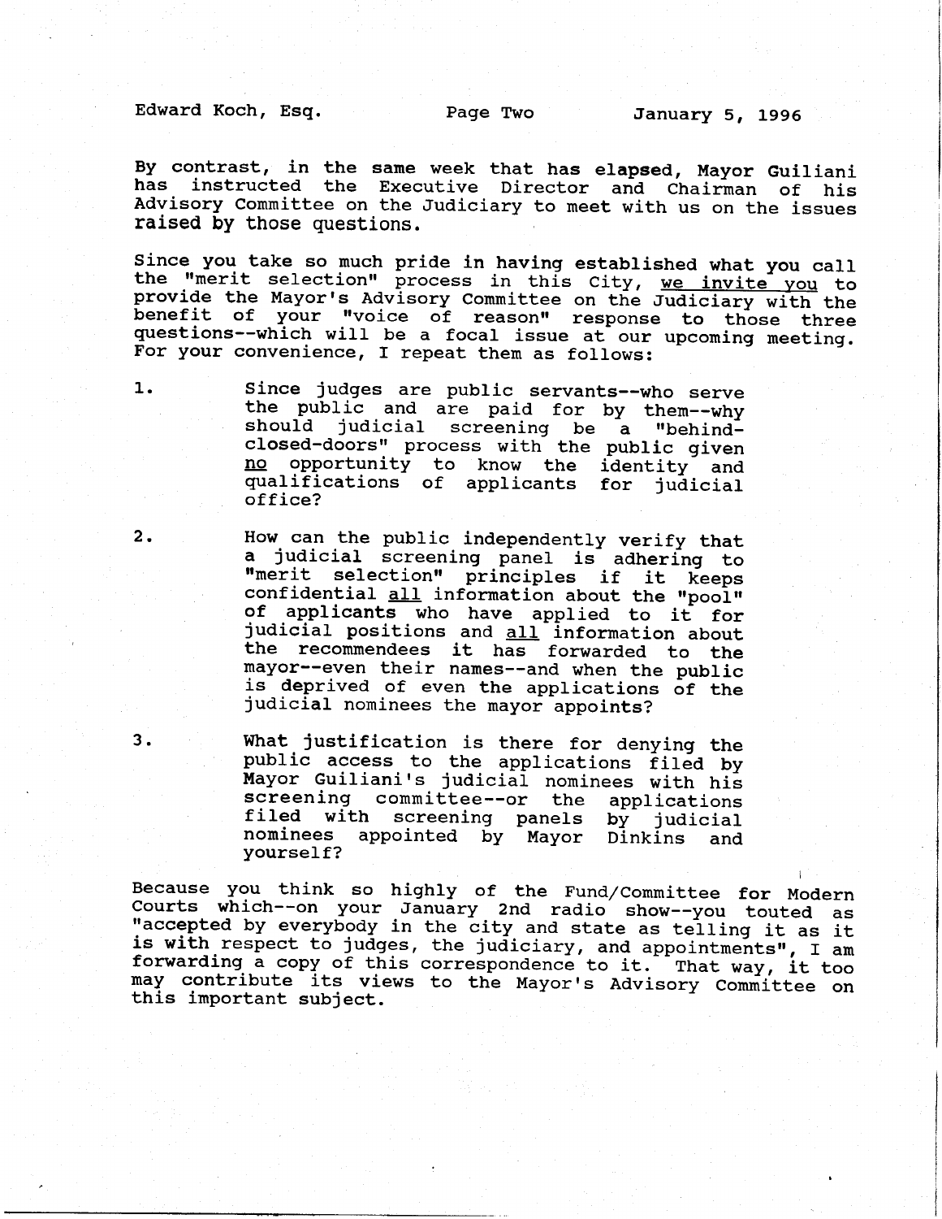By contrast, in the same week that has elapsed, Mayor Guiliani has instructed the Executive Director and Chairman of his Advisory Committee on the Judiciary to meet with us on the issues raised by those questions.

Since you take so much pride in having established what you call the "merit selection" process in this City, <u>we invite you</u> to provide the Mayor's Advisory Committee on the Judiciary with the benefit of your "voice of reason" response to those three questions--which will be a focal issue at our upcoming meeting. For your convenience, I repeat them as follows:

1. Since judges are public servants--who serve the public and are paid for by them--why should judicial screening be a "behind-closed-doors" process with the public given <u>no</u> opportunity to know the identity and qualifications of applicants for judicial office?

2. How can the public independently verify that a judicial screening panel is adhering to "merit selection" principles if it keeps confidential <u>all</u> information about the "pool" of applicants who have applied to it for judicial positions and <u>all</u> information about the recommendees it has forwarded to the mayor--even their names--and when the public is deprived of even the applications of the judicial nominees the mayor appoints?

3. What justification is there for denying the public access to the applications filed by Mayor Guiliani's judicial nominees with his screening committee--or the applications filed with screening panels by judicial nominees appointed by Mayor Dinkins and yourself?

Because you think so highly of the Fund/Committee for Modern Courts which--on your January 2nd radio show--you touted as "accepted by everybody in the city and state as telling it as it is with respect to judges, the judiciary, and appointments", I am forwarding a copy of this correspondence to it. That way, it too may contribute its views to the Mayor's Advisory Committee on this important subject.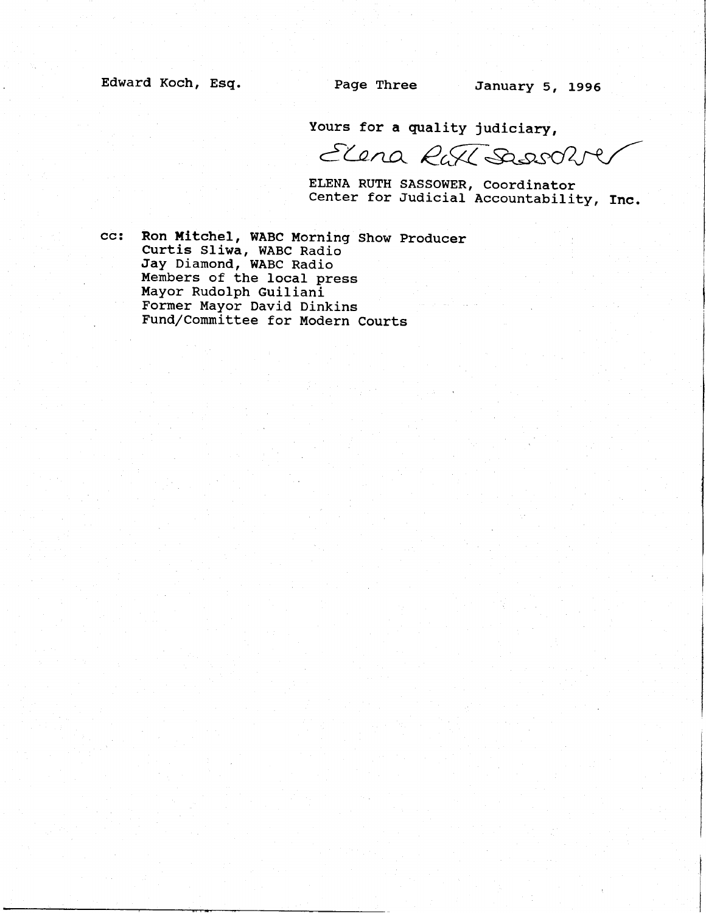Yours for a quality judiciary,

Elena Ruth Sassower

ELENA RUTH SASSOWER, Coordinator
Center for Judicial Accountability, Inc.

cc: **Ron Mitchel**, WABC Morning Show Producer
Curtis Sliwa, WABC Radio
Jay Diamond, WABC Radio
Members of the local press
Mayor Rudolph Guiliani
Former Mayor David Dinkins
Fund/Committee for Modern Courts